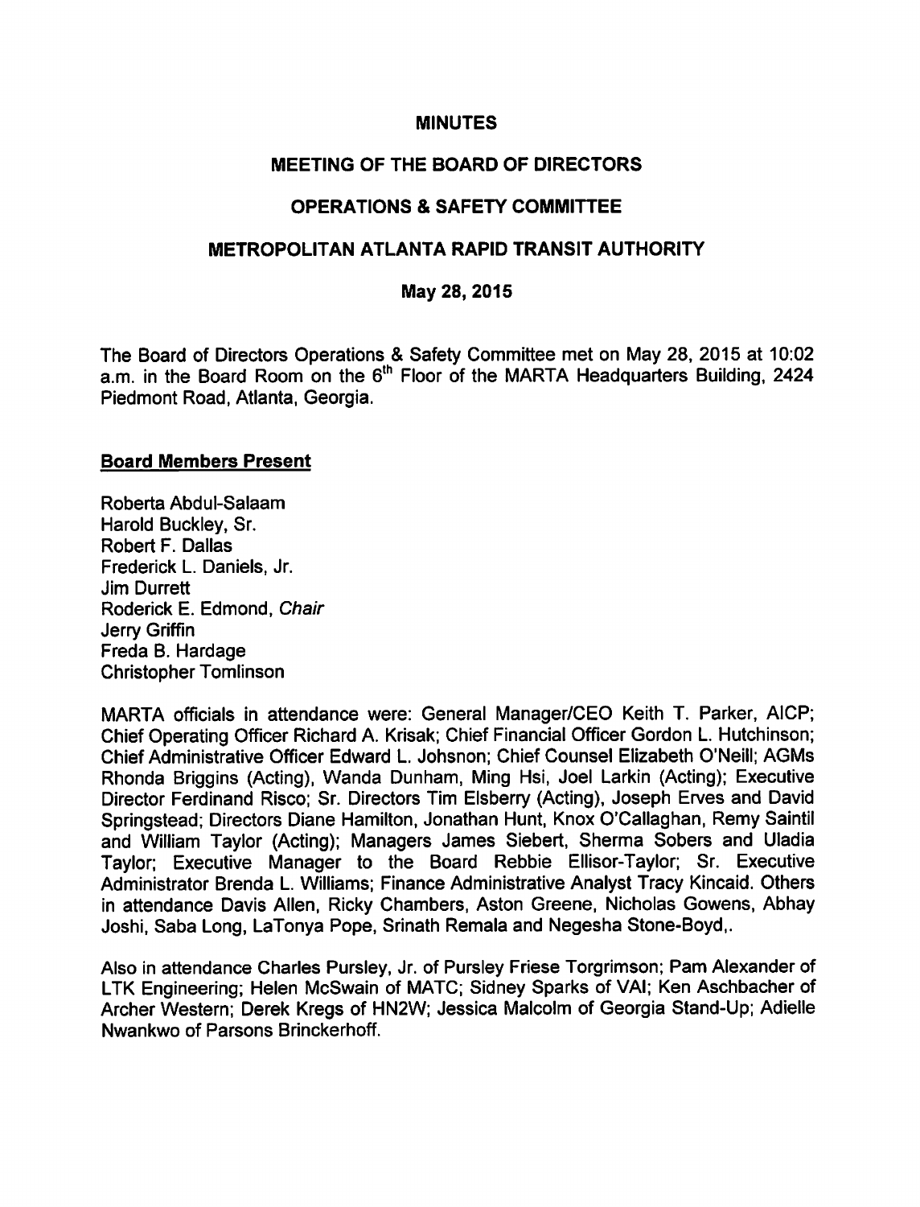# MINUTES

## MEETING OF THE BOARD OF DIRECTORS

## OPERATIONS & SAFETY COMMITTEE

## METROPOLITAN ATLANTA RAPID TRANSIT AUTHORITY

### May 28, 2015

The Board of Directors Operations & Safety Committee met on May 28, 2015 at 10:02 a.m. in the Board Room on the 6th Floor of the MARTA Headquarters Building, 2424 Piedmont Road, Atlanta, Georgia.

**Board Members Present**

Roberta Abdul-Salaam
Harold Buckley, Sr.
Robert F. Dallas
Frederick L. Daniels, Jr.
Jim Durrett
Roderick E. Edmond, *Chair*
Jerry Griffin
Freda B. Hardage
Christopher Tomlinson

MARTA officials in attendance were: General Manager/CEO Keith T. Parker, AICP; Chief Operating Officer Richard A. Krisak; Chief Financial Officer Gordon L. Hutchinson; Chief Administrative Officer Edward L. Johsnon; Chief Counsel Elizabeth O'Neill; AGMs Rhonda Briggins (Acting), Wanda Dunham, Ming Hsi, Joel Larkin (Acting); Executive Director Ferdinand Risco; Sr. Directors Tim Elsberry (Acting), Joseph Erves and David Springstead; Directors Diane Hamilton, Jonathan Hunt, Knox O'Callaghan, Remy Saintil and William Taylor (Acting); Managers James Siebert, Sherma Sobers and Uladia Taylor; Executive Manager to the Board Rebbie Ellisor-Taylor; Sr. Executive Administrator Brenda L. Williams; Finance Administrative Analyst Tracy Kincaid. Others in attendance Davis Allen, Ricky Chambers, Aston Greene, Nicholas Gowens, Abhay Joshi, Saba Long, LaTonya Pope, Srinath Remala and Negesha Stone-Boyd,.

Also in attendance Charles Pursley, Jr. of Pursley Friese Torgrimson; Pam Alexander of LTK Engineering; Helen McSwain of MATC; Sidney Sparks of VAI; Ken Aschbacher of Archer Western; Derek Kregs of HN2W; Jessica Malcolm of Georgia Stand-Up; Adielle Nwankwo of Parsons Brinckerhoff.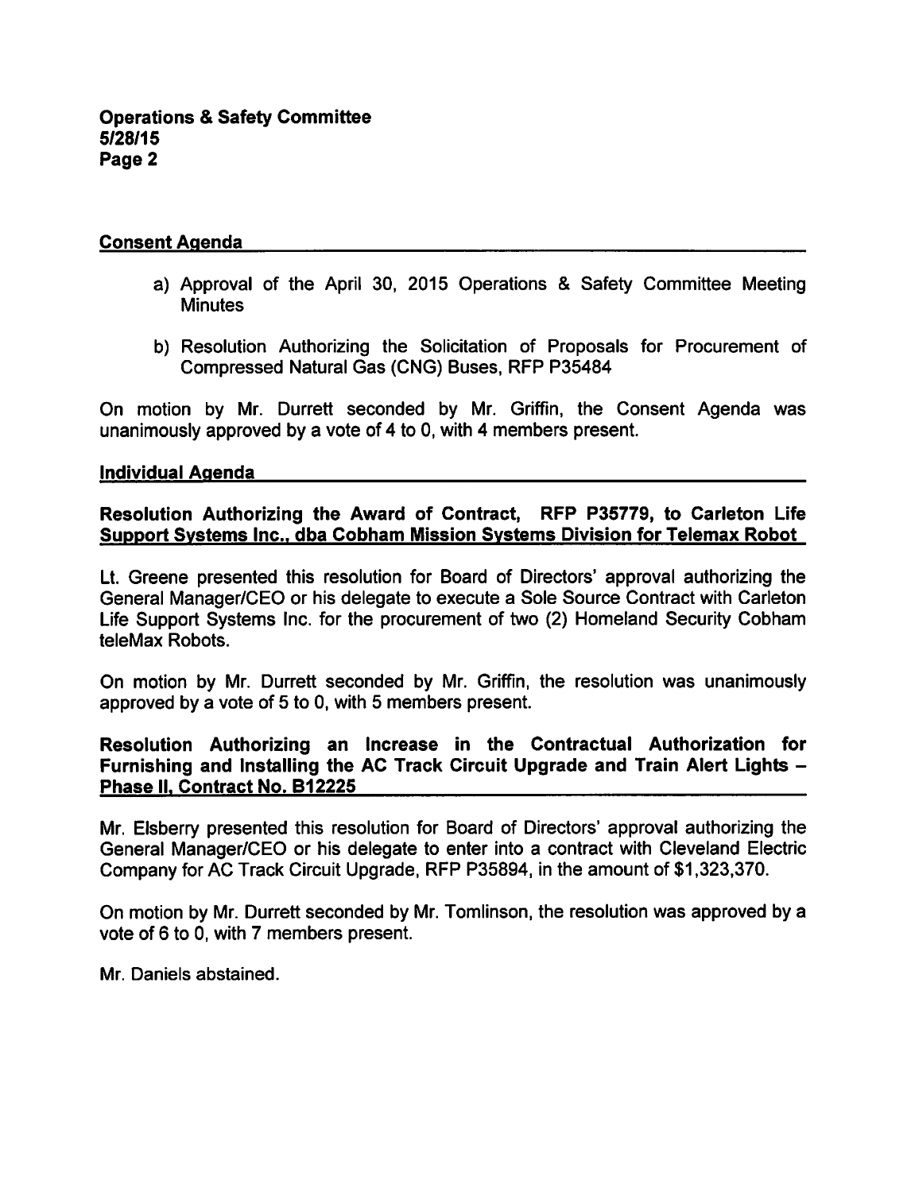## Consent Agenda

a) Approval of the April 30, 2015 Operations & Safety Committee Meeting Minutes

b) Resolution Authorizing the Solicitation of Proposals for Procurement of Compressed Natural Gas (CNG) Buses, RFP P35484

On motion by Mr. Durrett seconded by Mr. Griffin, the Consent Agenda was unanimously approved by a vote of 4 to 0, with 4 members present.

## Individual Agenda

### Resolution Authorizing the Award of Contract, RFP P35779, to Carleton Life Support Systems Inc., dba Cobham Mission Systems Division for Telemax Robot

Lt. Greene presented this resolution for Board of Directors' approval authorizing the General Manager/CEO or his delegate to execute a Sole Source Contract with Carleton Life Support Systems Inc. for the procurement of two (2) Homeland Security Cobham teleMax Robots.

On motion by Mr. Durrett seconded by Mr. Griffin, the resolution was unanimously approved by a vote of 5 to 0, with 5 members present.

### Resolution Authorizing an Increase in the Contractual Authorization for Furnishing and Installing the AC Track Circuit Upgrade and Train Alert Lights – Phase II, Contract No. B12225

Mr. Elsberry presented this resolution for Board of Directors' approval authorizing the General Manager/CEO or his delegate to enter into a contract with Cleveland Electric Company for AC Track Circuit Upgrade, RFP P35894, in the amount of $1,323,370.

On motion by Mr. Durrett seconded by Mr. Tomlinson, the resolution was approved by a vote of 6 to 0, with 7 members present.

Mr. Daniels abstained.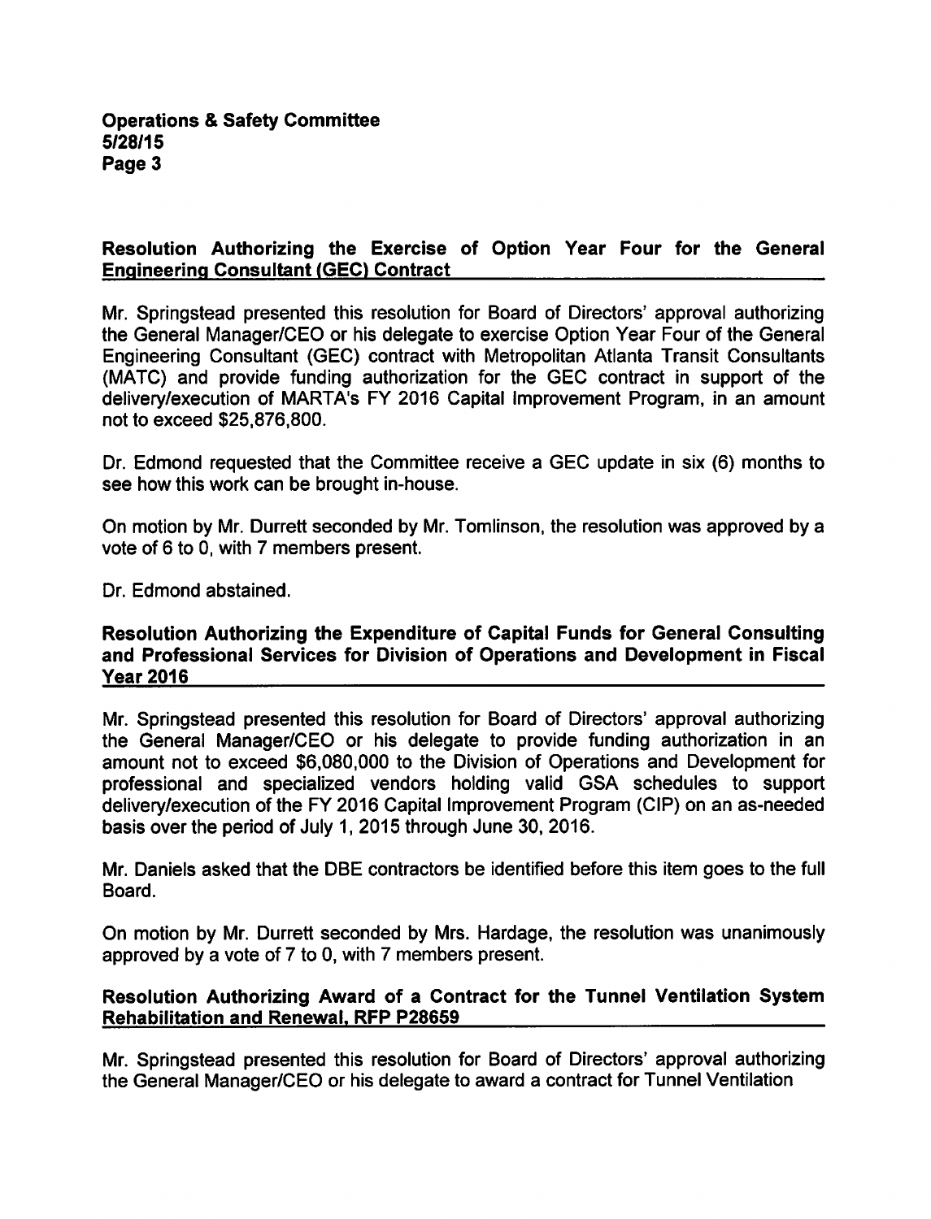### Resolution Authorizing the Exercise of Option Year Four for the General Engineering Consultant (GEC) Contract

Mr. Springstead presented this resolution for Board of Directors' approval authorizing the General Manager/CEO or his delegate to exercise Option Year Four of the General Engineering Consultant (GEC) contract with Metropolitan Atlanta Transit Consultants (MATC) and provide funding authorization for the GEC contract in support of the delivery/execution of MARTA's FY 2016 Capital Improvement Program, in an amount not to exceed $25,876,800.

Dr. Edmond requested that the Committee receive a GEC update in six (6) months to see how this work can be brought in-house.

On motion by Mr. Durrett seconded by Mr. Tomlinson, the resolution was approved by a vote of 6 to 0, with 7 members present.

Dr. Edmond abstained.

### Resolution Authorizing the Expenditure of Capital Funds for General Consulting and Professional Services for Division of Operations and Development in Fiscal Year 2016

Mr. Springstead presented this resolution for Board of Directors' approval authorizing the General Manager/CEO or his delegate to provide funding authorization in an amount not to exceed $6,080,000 to the Division of Operations and Development for professional and specialized vendors holding valid GSA schedules to support delivery/execution of the FY 2016 Capital Improvement Program (CIP) on an as-needed basis over the period of July 1, 2015 through June 30, 2016.

Mr. Daniels asked that the DBE contractors be identified before this item goes to the full Board.

On motion by Mr. Durrett seconded by Mrs. Hardage, the resolution was unanimously approved by a vote of 7 to 0, with 7 members present.

### Resolution Authorizing Award of a Contract for the Tunnel Ventilation System Rehabilitation and Renewal, RFP P28659

Mr. Springstead presented this resolution for Board of Directors' approval authorizing the General Manager/CEO or his delegate to award a contract for Tunnel Ventilation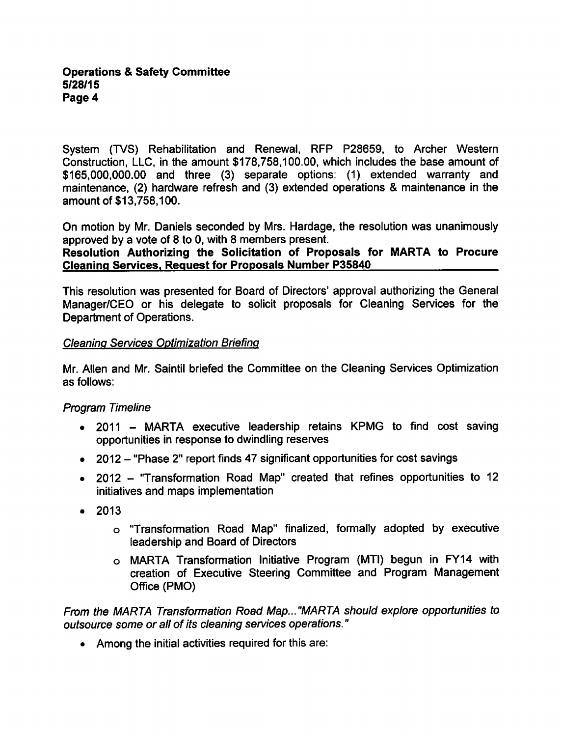System (TVS) Rehabilitation and Renewal, RFP P28659, to Archer Western Construction, LLC, in the amount $178,758,100.00, which includes the base amount of $165,000,000.00 and three (3) separate options: (1) extended warranty and maintenance, (2) hardware refresh and (3) extended operations & maintenance in the amount of $13,758,100.

On motion by Mr. Daniels seconded by Mrs. Hardage, the resolution was unanimously approved by a vote of 8 to 0, with 8 members present.

**Resolution Authorizing the Solicitation of Proposals for MARTA to Procure Cleaning Services, Request for Proposals Number P35840**

This resolution was presented for Board of Directors' approval authorizing the General Manager/CEO or his delegate to solicit proposals for Cleaning Services for the Department of Operations.

*Cleaning Services Optimization Briefing*

Mr. Allen and Mr. Saintil briefed the Committee on the Cleaning Services Optimization as follows:

*Program Timeline*

- 2011 – MARTA executive leadership retains KPMG to find cost saving opportunities in response to dwindling reserves
- 2012 – "Phase 2" report finds 47 significant opportunities for cost savings
- 2012 – "Transformation Road Map" created that refines opportunities to 12 initiatives and maps implementation
- 2013
  - "Transformation Road Map" finalized, formally adopted by executive leadership and Board of Directors
  - MARTA Transformation Initiative Program (MTI) begun in FY14 with creation of Executive Steering Committee and Program Management Office (PMO)

*From the MARTA Transformation Road Map..."MARTA should explore opportunities to outsource some or all of its cleaning services operations."*

- Among the initial activities required for this are: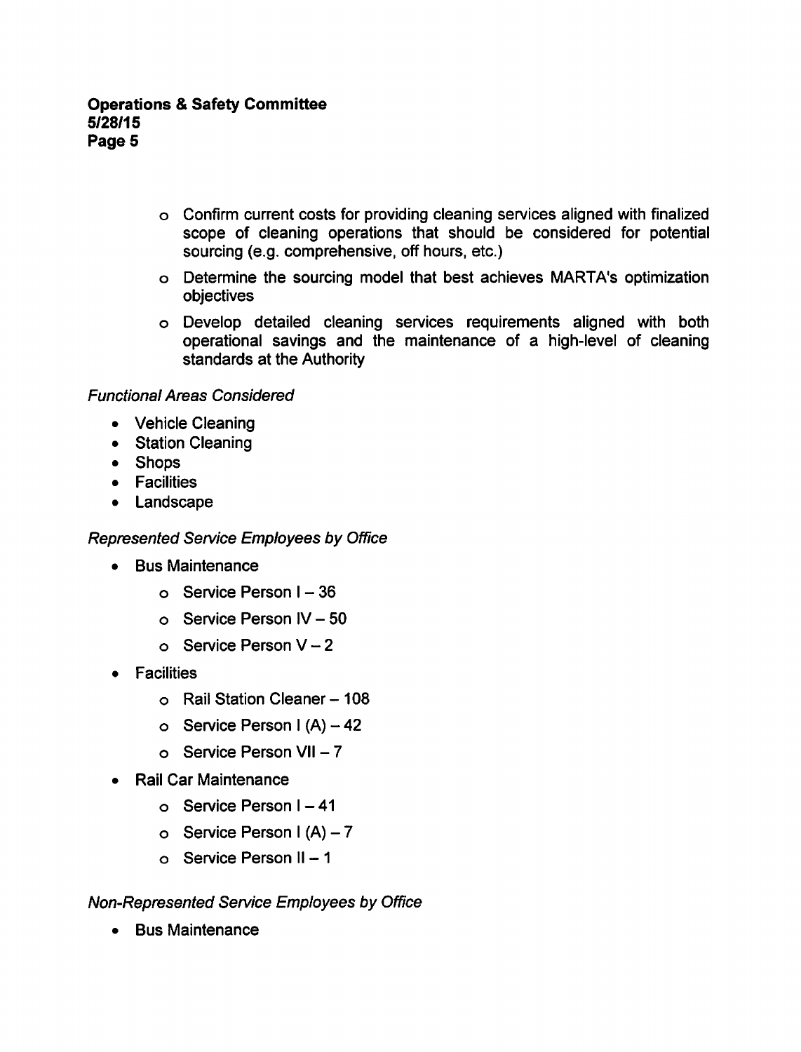- Confirm current costs for providing cleaning services aligned with finalized scope of cleaning operations that should be considered for potential sourcing (e.g. comprehensive, off hours, etc.)
- Determine the sourcing model that best achieves MARTA's optimization objectives
- Develop detailed cleaning services requirements aligned with both operational savings and the maintenance of a high-level of cleaning standards at the Authority

*Functional Areas Considered*

- Vehicle Cleaning
- Station Cleaning
- Shops
- Facilities
- Landscape

*Represented Service Employees by Office*

- Bus Maintenance
  - Service Person I – 36
  - Service Person IV – 50
  - Service Person V – 2
- Facilities
  - Rail Station Cleaner – 108
  - Service Person I (A) – 42
  - Service Person VII – 7
- Rail Car Maintenance
  - Service Person I – 41
  - Service Person I (A) – 7
  - Service Person II – 1

*Non-Represented Service Employees by Office*

- Bus Maintenance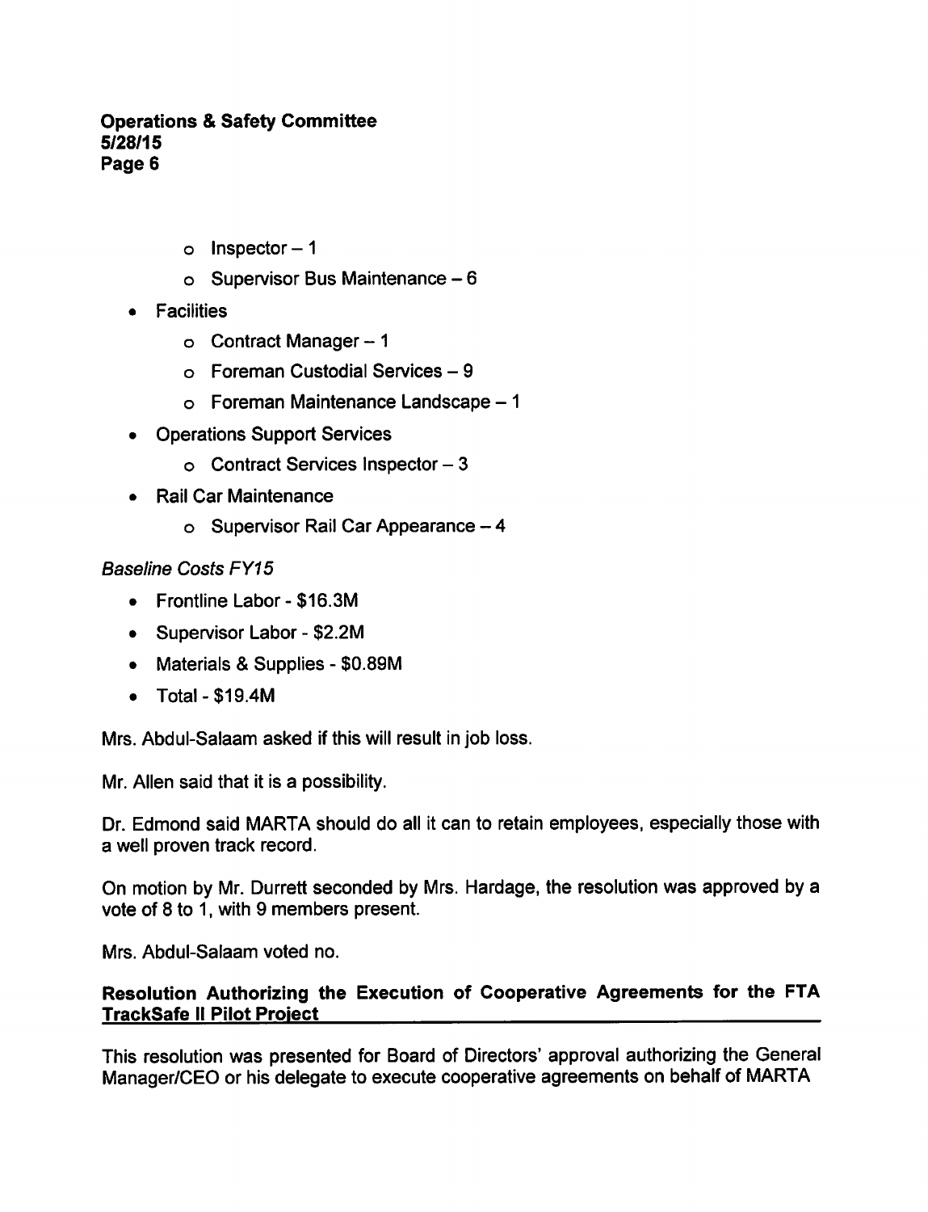- Inspector – 1
- Supervisor Bus Maintenance – 6

- Facilities
  - Contract Manager – 1
  - Foreman Custodial Services – 9
  - Foreman Maintenance Landscape – 1
- Operations Support Services
  - Contract Services Inspector – 3
- Rail Car Maintenance
  - Supervisor Rail Car Appearance – 4

*Baseline Costs FY15*

- Frontline Labor - $16.3M
- Supervisor Labor - $2.2M
- Materials & Supplies - $0.89M
- Total - $19.4M

Mrs. Abdul-Salaam asked if this will result in job loss.

Mr. Allen said that it is a possibility.

Dr. Edmond said MARTA should do all it can to retain employees, especially those with a well proven track record.

On motion by Mr. Durrett seconded by Mrs. Hardage, the resolution was approved by a vote of 8 to 1, with 9 members present.

Mrs. Abdul-Salaam voted no.

**Resolution Authorizing the Execution of Cooperative Agreements for the FTA TrackSafe II Pilot Project**

This resolution was presented for Board of Directors' approval authorizing the General Manager/CEO or his delegate to execute cooperative agreements on behalf of MARTA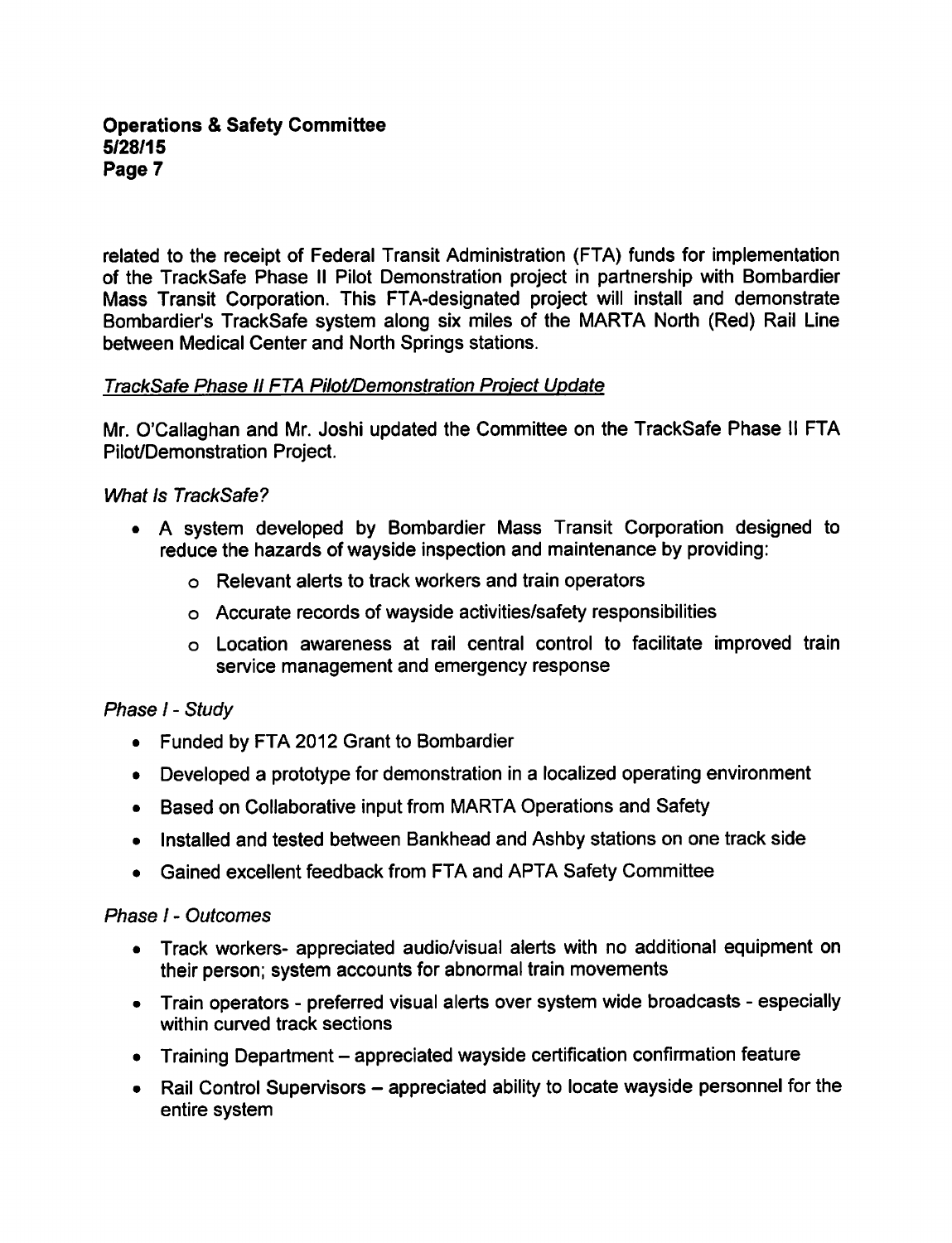related to the receipt of Federal Transit Administration (FTA) funds for implementation of the TrackSafe Phase II Pilot Demonstration project in partnership with Bombardier Mass Transit Corporation. This FTA-designated project will install and demonstrate Bombardier's TrackSafe system along six miles of the MARTA North (Red) Rail Line between Medical Center and North Springs stations.

*TrackSafe Phase II FTA Pilot/Demonstration Project Update*

Mr. O'Callaghan and Mr. Joshi updated the Committee on the TrackSafe Phase II FTA Pilot/Demonstration Project.

*What Is TrackSafe?*

- A system developed by Bombardier Mass Transit Corporation designed to reduce the hazards of wayside inspection and maintenance by providing:
  - Relevant alerts to track workers and train operators
  - Accurate records of wayside activities/safety responsibilities
  - Location awareness at rail central control to facilitate improved train service management and emergency response

*Phase I - Study*

- Funded by FTA 2012 Grant to Bombardier
- Developed a prototype for demonstration in a localized operating environment
- Based on Collaborative input from MARTA Operations and Safety
- Installed and tested between Bankhead and Ashby stations on one track side
- Gained excellent feedback from FTA and APTA Safety Committee

*Phase I - Outcomes*

- Track workers- appreciated audio/visual alerts with no additional equipment on their person; system accounts for abnormal train movements
- Train operators - preferred visual alerts over system wide broadcasts - especially within curved track sections
- Training Department – appreciated wayside certification confirmation feature
- Rail Control Supervisors – appreciated ability to locate wayside personnel for the entire system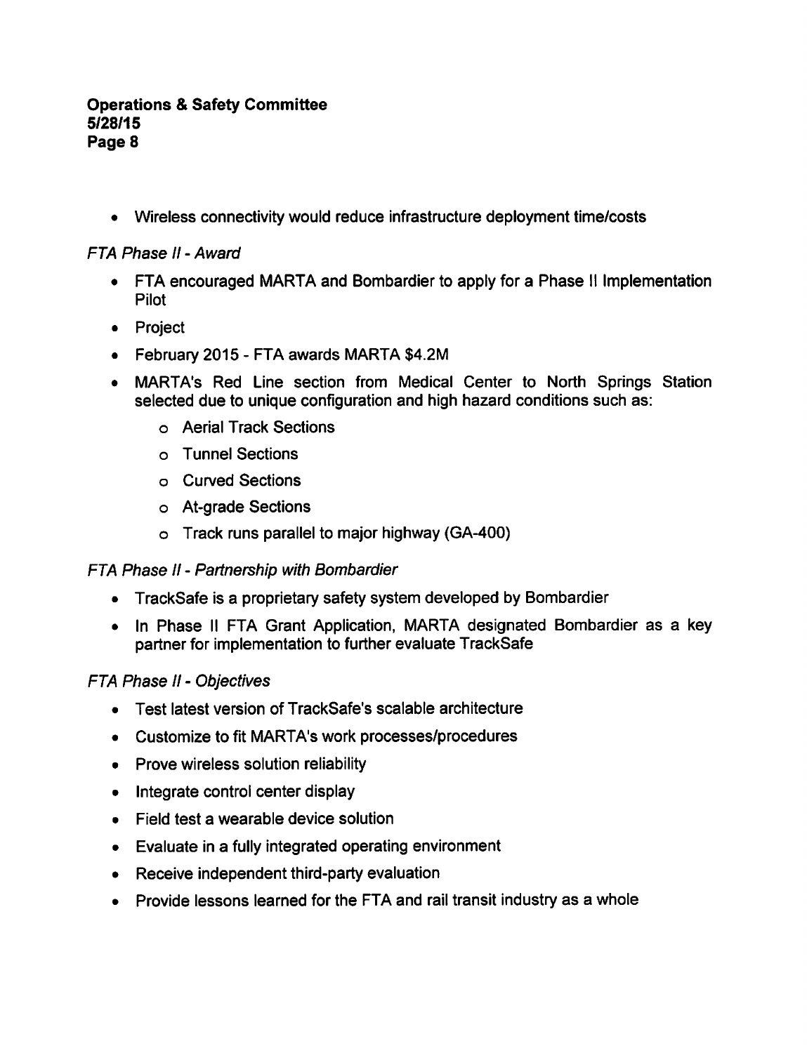- Wireless connectivity would reduce infrastructure deployment time/costs

*FTA Phase II - Award*

- FTA encouraged MARTA and Bombardier to apply for a Phase II Implementation Pilot
- Project
- February 2015 - FTA awards MARTA $4.2M
- MARTA's Red Line section from Medical Center to North Springs Station selected due to unique configuration and high hazard conditions such as:
  - Aerial Track Sections
  - Tunnel Sections
  - Curved Sections
  - At-grade Sections
  - Track runs parallel to major highway (GA-400)

*FTA Phase II - Partnership with Bombardier*

- TrackSafe is a proprietary safety system developed by Bombardier
- In Phase II FTA Grant Application, MARTA designated Bombardier as a key partner for implementation to further evaluate TrackSafe

*FTA Phase II - Objectives*

- Test latest version of TrackSafe's scalable architecture
- Customize to fit MARTA's work processes/procedures
- Prove wireless solution reliability
- Integrate control center display
- Field test a wearable device solution
- Evaluate in a fully integrated operating environment
- Receive independent third-party evaluation
- Provide lessons learned for the FTA and rail transit industry as a whole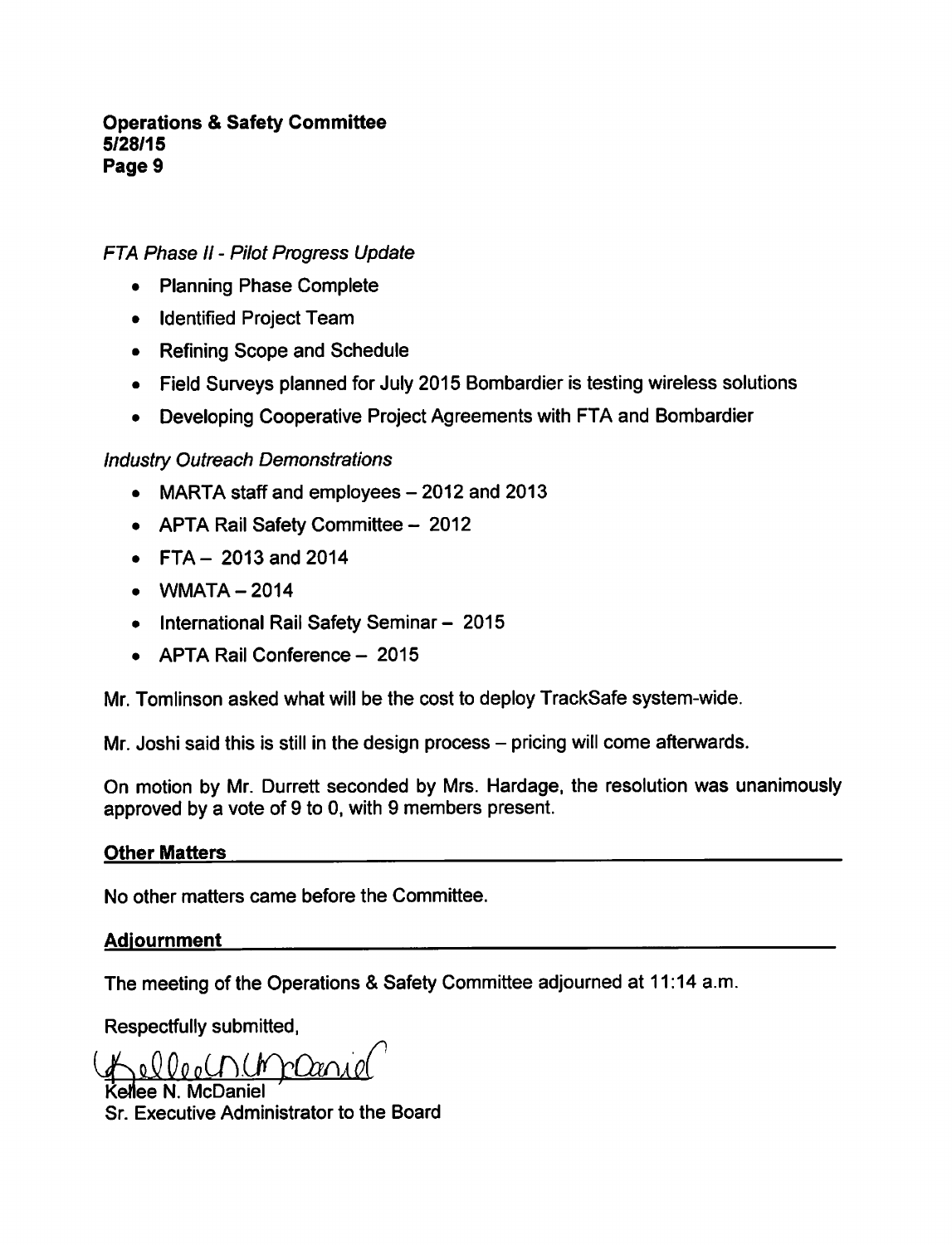*FTA Phase II - Pilot Progress Update*

- Planning Phase Complete
- Identified Project Team
- Refining Scope and Schedule
- Field Surveys planned for July 2015 Bombardier is testing wireless solutions
- Developing Cooperative Project Agreements with FTA and Bombardier

*Industry Outreach Demonstrations*

- MARTA staff and employees – 2012 and 2013
- APTA Rail Safety Committee – 2012
- FTA – 2013 and 2014
- WMATA – 2014
- International Rail Safety Seminar – 2015
- APTA Rail Conference – 2015

Mr. Tomlinson asked what will be the cost to deploy TrackSafe system-wide.

Mr. Joshi said this is still in the design process – pricing will come afterwards.

On motion by Mr. Durrett seconded by Mrs. Hardage, the resolution was unanimously approved by a vote of 9 to 0, with 9 members present.

## Other Matters

No other matters came before the Committee.

## Adjournment

The meeting of the Operations & Safety Committee adjourned at 11:14 a.m.

Respectfully submitted,

Kellee N. McDaniel
Sr. Executive Administrator to the Board